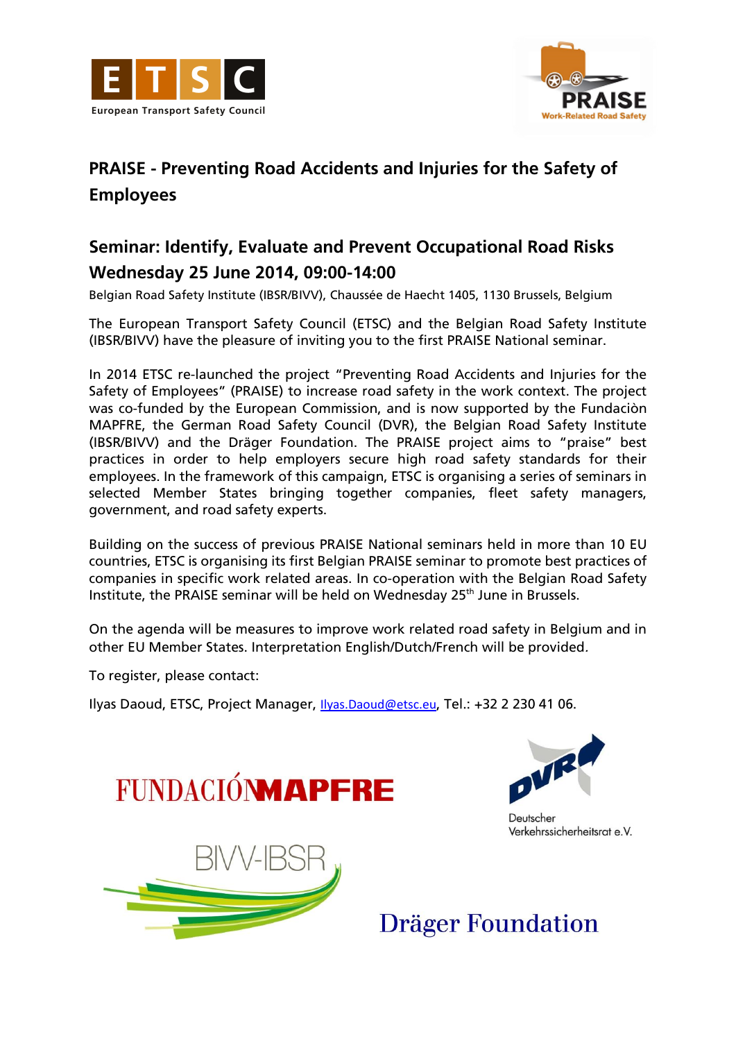# PRAISE - Preventing Road Accidents and Injuries for the Safety of Employees

## Seminar: Identify, Evaluate and Prevent Occupational Road Risks

## Wednesday 25 June 2014, 09:00-14:00

Belgian Road Safety Institute (IBSR/BIVV), Chaussée de Haecht 1405, 1130 Brussels, Belgium

The European Transport Safety Council (ETSC) and the Belgian Road Safety Institute (IBSR/BIVV) have the pleasure of inviting you to the first PRAISE National seminar.

In 2014 ETSC re-launched the project "Preventing Road Accidents and Injuries for the Safety of Employees" (PRAISE) to increase road safety in the work context. The project was co-funded by the European Commission, and is now supported by the Fundaciòn MAPFRE, the German Road Safety Council (DVR), the Belgian Road Safety Institute (IBSR/BIVV) and the Dräger Foundation. The PRAISE project aims to "praise" best practices in order to help employers secure high road safety standards for their employees. In the framework of this campaign, ETSC is organising a series of seminars in selected Member States bringing together companies, fleet safety managers, government, and road safety experts.

Building on the success of previous PRAISE National seminars held in more than 10 EU countries, ETSC is organising its first Belgian PRAISE seminar to promote best practices of companies in specific work related areas. In co-operation with the Belgian Road Safety Institute, the PRAISE seminar will be held on Wednesday 25th June in Brussels.

On the agenda will be measures to improve work related road safety in Belgium and in other EU Member States. Interpretation English/Dutch/French will be provided.

To register, please contact:

Ilyas Daoud, ETSC, Project Manager, Ilyas.Daoud@etsc.eu, Tel.: +32 2 230 41 06.

FUNDACIÓN MAPFRE

Deutscher Verkehrssicherheitsrat e.V.

BIVV-IBSR

Dräger Foundation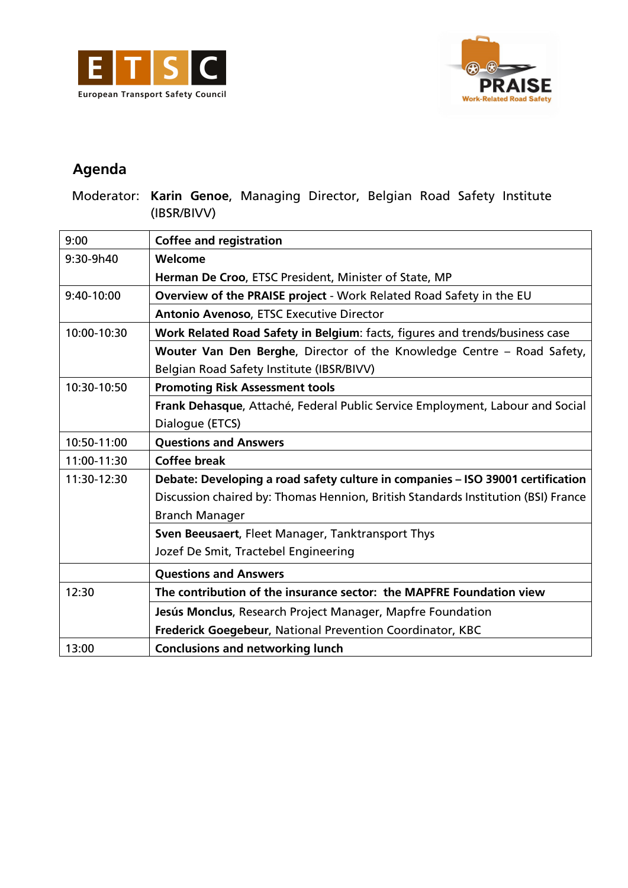ETSC European Transport Safety Council

PRAISE Work-Related Road Safety

## Agenda

Moderator: **Karin Genoe**, Managing Director, Belgian Road Safety Institute (IBSR/BIVV)

| | |
|---|---|
| 9:00 | **Coffee and registration** |
| 9:30-9h40 | **Welcome** |
| | **Herman De Croo**, ETSC President, Minister of State, MP |
| 9:40-10:00 | **Overview of the PRAISE project** - Work Related Road Safety in the EU |
| | **Antonio Avenoso**, ETSC Executive Director |
| 10:00-10:30 | **Work Related Road Safety in Belgium**: facts, figures and trends/business case |
| | **Wouter Van Den Berghe**, Director of the Knowledge Centre – Road Safety, Belgian Road Safety Institute (IBSR/BIVV) |
| 10:30-10:50 | **Promoting Risk Assessment tools** |
| | **Frank Dehasque**, Attaché, Federal Public Service Employment, Labour and Social Dialogue (ETCS) |
| 10:50-11:00 | **Questions and Answers** |
| 11:00-11:30 | **Coffee break** |
| 11:30-12:30 | **Debate: Developing a road safety culture in companies – ISO 39001 certification** |
| | Discussion chaired by: Thomas Hennion, British Standards Institution (BSI) France Branch Manager |
| | **Sven Beeusaert**, Fleet Manager, Tanktransport Thys<br>Jozef De Smit, Tractebel Engineering |
| | **Questions and Answers** |
| 12:30 | **The contribution of the insurance sector: the MAPFRE Foundation view** |
| | **Jesús Monclus**, Research Project Manager, Mapfre Foundation<br>**Frederick Goegebeur**, National Prevention Coordinator, KBC |
| 13:00 | **Conclusions and networking lunch** |